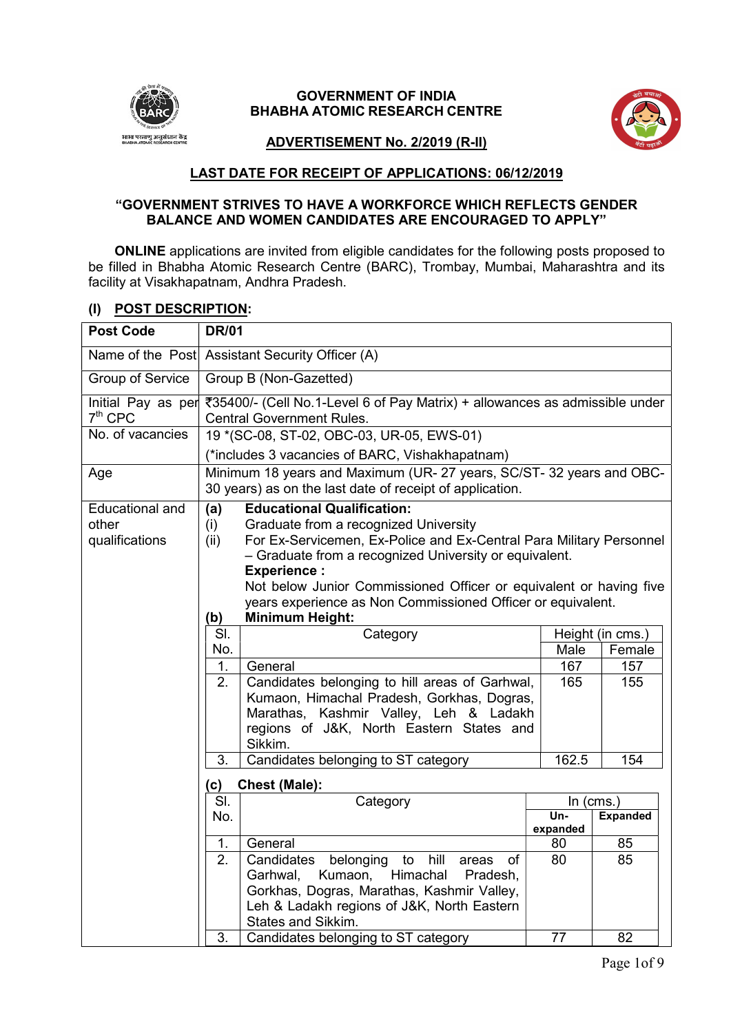# GOVERNMENT OF INDIA
# BHABHA ATOMIC RESEARCH CENTRE

## ADVERTISEMENT No. 2/2019 (R-II)

## LAST DATE FOR RECEIPT OF APPLICATIONS: 06/12/2019

**"GOVERNMENT STRIVES TO HAVE A WORKFORCE WHICH REFLECTS GENDER BALANCE AND WOMEN CANDIDATES ARE ENCOURAGED TO APPLY"**

**ONLINE** applications are invited from eligible candidates for the following posts proposed to be filled in Bhabha Atomic Research Centre (BARC), Trombay, Mumbai, Maharashtra and its facility at Visakhapatnam, Andhra Pradesh.

## (I) POST DESCRIPTION:

| **Post Code** | **DR/01** |
|---|---|
| Name of the Post | Assistant Security Officer (A) |
| Group of Service | Group B (Non-Gazetted) |
| Initial Pay as per 7th CPC | ₹35400/- (Cell No.1-Level 6 of Pay Matrix) + allowances as admissible under Central Government Rules. |
| No. of vacancies | 19 *(SC-08, ST-02, OBC-03, UR-05, EWS-01)<br>(*includes 3 vacancies of BARC, Vishakhapatnam) |
| Age | Minimum 18 years and Maximum (UR- 27 years, SC/ST- 32 years and OBC-30 years) as on the last date of receipt of application. |
| Educational and other qualifications | **(a) Educational Qualification:**<br>(i) Graduate from a recognized University<br>(ii) For Ex-Servicemen, Ex-Police and Ex-Central Para Military Personnel – Graduate from a recognized University or equivalent.<br>**Experience :**<br>Not below Junior Commissioned Officer or equivalent or having five years experience as Non Commissioned Officer or equivalent.<br>**(b) Minimum Height:** (see table below)<br>**(c) Chest (Male):** (see table below) |

**(b) Minimum Height:**

| Sl. No. | Category | Height (in cms.) Male | Height (in cms.) Female |
|---|---|---|---|
| 1. | General | 167 | 157 |
| 2. | Candidates belonging to hill areas of Garhwal, Kumaon, Himachal Pradesh, Gorkhas, Dogras, Marathas, Kashmir Valley, Leh & Ladakh regions of J&K, North Eastern States and Sikkim. | 165 | 155 |
| 3. | Candidates belonging to ST category | 162.5 | 154 |

**(c) Chest (Male):**

| Sl. No. | Category | In (cms.) Un-expanded | In (cms.) Expanded |
|---|---|---|---|
| 1. | General | 80 | 85 |
| 2. | Candidates belonging to hill areas of Garhwal, Kumaon, Himachal Pradesh, Gorkhas, Dogras, Marathas, Kashmir Valley, Leh & Ladakh regions of J&K, North Eastern States and Sikkim. | 80 | 85 |
| 3. | Candidates belonging to ST category | 77 | 82 |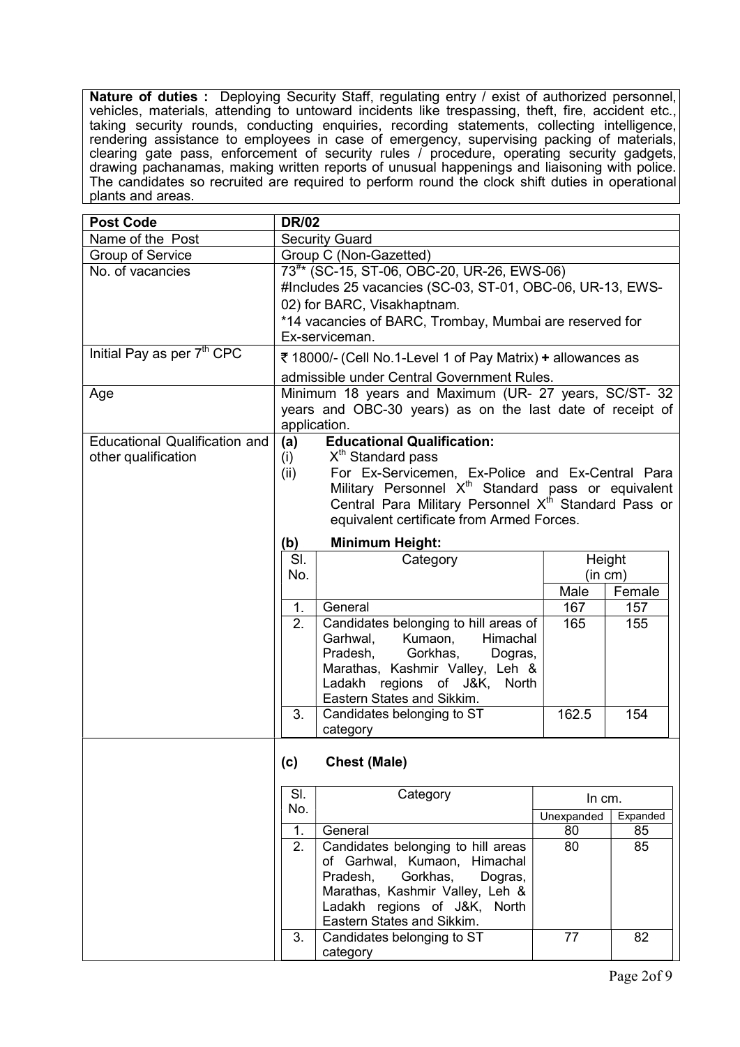**Nature of duties :** Deploying Security Staff, regulating entry / exist of authorized personnel, vehicles, materials, attending to untoward incidents like trespassing, theft, fire, accident etc., taking security rounds, conducting enquiries, recording statements, collecting intelligence, rendering assistance to employees in case of emergency, supervising packing of materials, clearing gate pass, enforcement of security rules / procedure, operating security gadgets, drawing pachanamas, making written reports of unusual happenings and liaisoning with police. The candidates so recruited are required to perform round the clock shift duties in operational plants and areas.

| **Post Code** | **DR/02** |
|---|---|
| Name of the Post | Security Guard |
| Group of Service | Group C (Non-Gazetted) |
| No. of vacancies | 73#* (SC-15, ST-06, OBC-20, UR-26, EWS-06)<br>#Includes 25 vacancies (SC-03, ST-01, OBC-06, UR-13, EWS-02) for BARC, Visakhaptnam.<br>*14 vacancies of BARC, Trombay, Mumbai are reserved for Ex-serviceman. |
| Initial Pay as per 7th CPC | ₹ 18000/- (Cell No.1-Level 1 of Pay Matrix) **+** allowances as admissible under Central Government Rules. |
| Age | Minimum 18 years and Maximum (UR- 27 years, SC/ST- 32 years and OBC-30 years) as on the last date of receipt of application. |
| Educational Qualification and other qualification | **(a) Educational Qualification:**<br>(i) Xth Standard pass<br>(ii) For Ex-Servicemen, Ex-Police and Ex-Central Para Military Personnel Xth Standard pass or equivalent Central Para Military Personnel Xth Standard Pass or equivalent certificate from Armed Forces. |

**(b) Minimum Height:**

| Sl. No. | Category | Height (in cm) | |
|---|---|---|---|
| | | Male | Female |
| 1. | General | 167 | 157 |
| 2. | Candidates belonging to hill areas of Garhwal, Kumaon, Himachal Pradesh, Gorkhas, Dogras, Marathas, Kashmir Valley, Leh & Ladakh regions of J&K, North Eastern States and Sikkim. | 165 | 155 |
| 3. | Candidates belonging to ST category | 162.5 | 154 |

**(c) Chest (Male)**

| Sl. No. | Category | In cm. | |
|---|---|---|---|
| | | Unexpanded | Expanded |
| 1. | General | 80 | 85 |
| 2. | Candidates belonging to hill areas of Garhwal, Kumaon, Himachal Pradesh, Gorkhas, Dogras, Marathas, Kashmir Valley, Leh & Ladakh regions of J&K, North Eastern States and Sikkim. | 80 | 85 |
| 3. | Candidates belonging to ST category | 77 | 82 |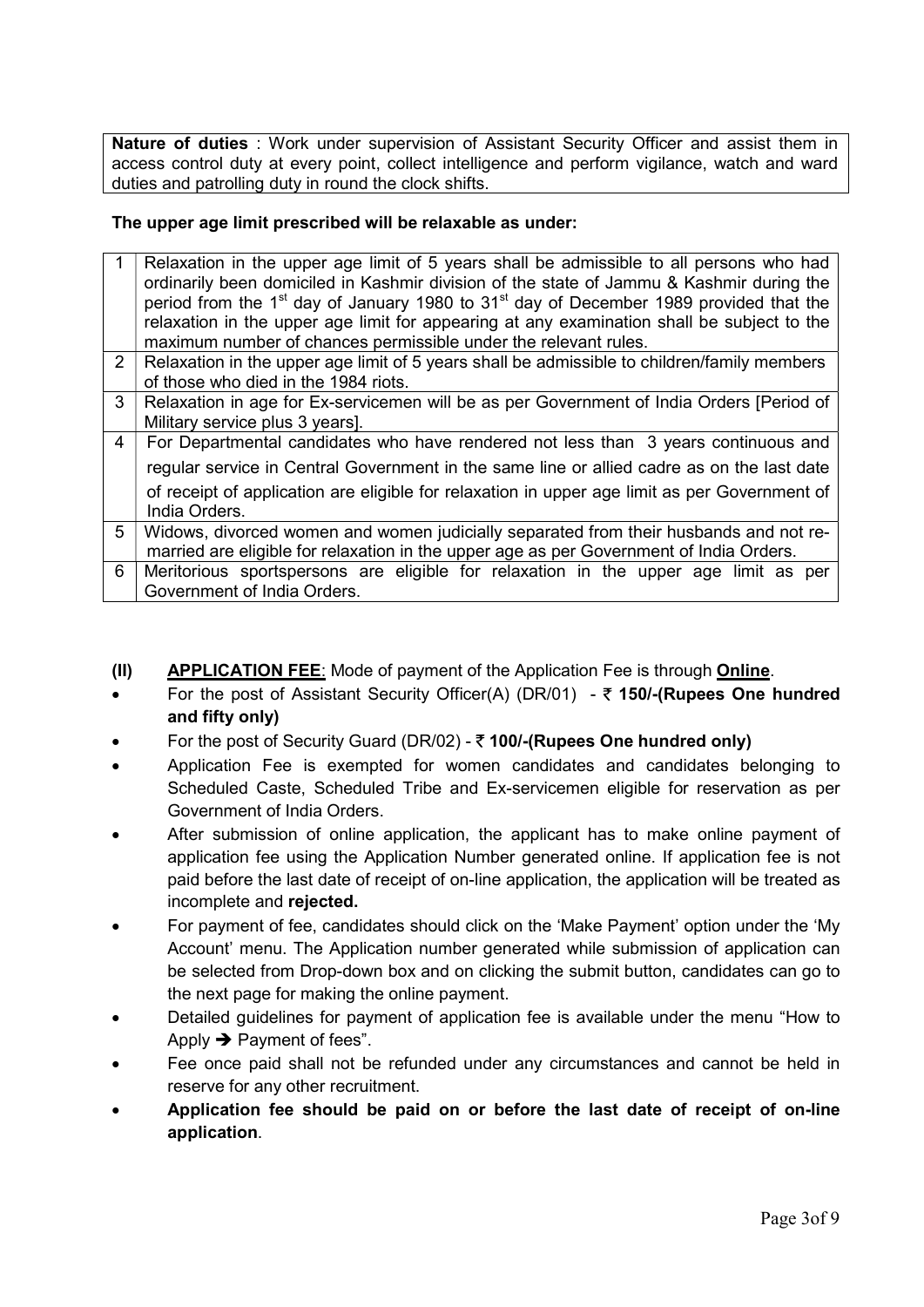**Nature of duties** : Work under supervision of Assistant Security Officer and assist them in access control duty at every point, collect intelligence and perform vigilance, watch and ward duties and patrolling duty in round the clock shifts.

**The upper age limit prescribed will be relaxable as under:**

| | |
|---|---|
| 1 | Relaxation in the upper age limit of 5 years shall be admissible to all persons who had ordinarily been domiciled in Kashmir division of the state of Jammu & Kashmir during the period from the 1st day of January 1980 to 31st day of December 1989 provided that the relaxation in the upper age limit for appearing at any examination shall be subject to the maximum number of chances permissible under the relevant rules. |
| 2 | Relaxation in the upper age limit of 5 years shall be admissible to children/family members of those who died in the 1984 riots. |
| 3 | Relaxation in age for Ex-servicemen will be as per Government of India Orders [Period of Military service plus 3 years]. |
| 4 | For Departmental candidates who have rendered not less than 3 years continuous and regular service in Central Government in the same line or allied cadre as on the last date of receipt of application are eligible for relaxation in upper age limit as per Government of India Orders. |
| 5 | Widows, divorced women and women judicially separated from their husbands and not re-married are eligible for relaxation in the upper age as per Government of India Orders. |
| 6 | Meritorious sportspersons are eligible for relaxation in the upper age limit as per Government of India Orders. |

**(II)** **APPLICATION FEE**: Mode of payment of the Application Fee is through **Online**.

- For the post of Assistant Security Officer(A) (DR/01) - ₹ **150/-(Rupees One hundred and fifty only)**
- For the post of Security Guard (DR/02) - ₹ **100/-(Rupees One hundred only)**
- Application Fee is exempted for women candidates and candidates belonging to Scheduled Caste, Scheduled Tribe and Ex-servicemen eligible for reservation as per Government of India Orders.
- After submission of online application, the applicant has to make online payment of application fee using the Application Number generated online. If application fee is not paid before the last date of receipt of on-line application, the application will be treated as incomplete and **rejected.**
- For payment of fee, candidates should click on the 'Make Payment' option under the 'My Account' menu. The Application number generated while submission of application can be selected from Drop-down box and on clicking the submit button, candidates can go to the next page for making the online payment.
- Detailed guidelines for payment of application fee is available under the menu "How to Apply → Payment of fees".
- Fee once paid shall not be refunded under any circumstances and cannot be held in reserve for any other recruitment.
- **Application fee should be paid on or before the last date of receipt of on-line application**.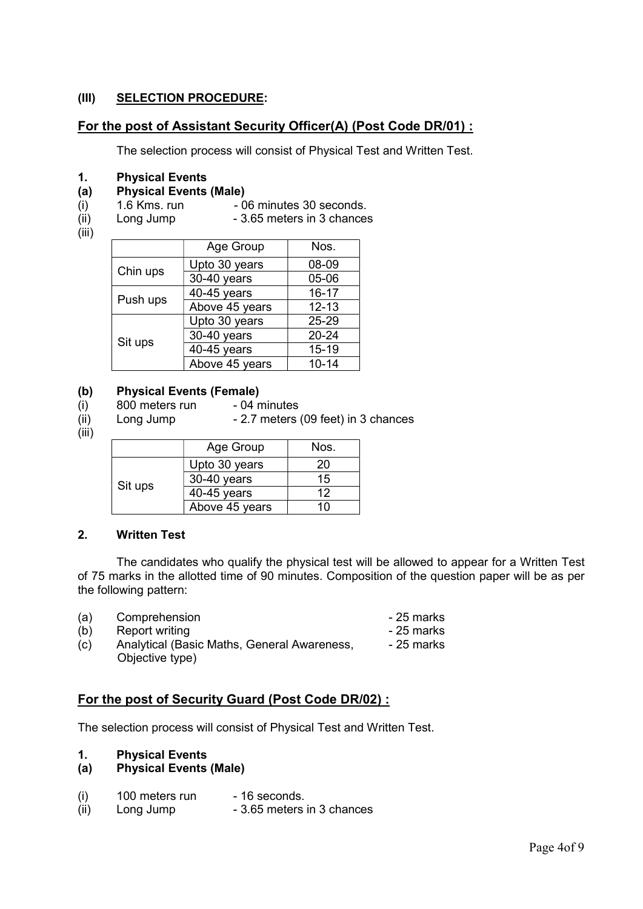## (III) SELECTION PROCEDURE:

### For the post of Assistant Security Officer(A) (Post Code DR/01) :

The selection process will consist of Physical Test and Written Test.

**1. Physical Events**

**(a) Physical Events (Male)**

(i) 1.6 Kms. run - 06 minutes 30 seconds.

(ii) Long Jump - 3.65 meters in 3 chances

(iii)

| | Age Group | Nos. |
|---|---|---|
| Chin ups | Upto 30 years | 08-09 |
| | 30-40 years | 05-06 |
| Push ups | 40-45 years | 16-17 |
| | Above 45 years | 12-13 |
| Sit ups | Upto 30 years | 25-29 |
| | 30-40 years | 20-24 |
| | 40-45 years | 15-19 |
| | Above 45 years | 10-14 |

**(b) Physical Events (Female)**

(i) 800 meters run - 04 minutes

(ii) Long Jump - 2.7 meters (09 feet) in 3 chances

(iii)

| | Age Group | Nos. |
|---|---|---|
| Sit ups | Upto 30 years | 20 |
| | 30-40 years | 15 |
| | 40-45 years | 12 |
| | Above 45 years | 10 |

**2. Written Test**

The candidates who qualify the physical test will be allowed to appear for a Written Test of 75 marks in the allotted time of 90 minutes. Composition of the question paper will be as per the following pattern:

(a) Comprehension - 25 marks

(b) Report writing - 25 marks

(c) Analytical (Basic Maths, General Awareness, Objective type) - 25 marks

### For the post of Security Guard (Post Code DR/02) :

The selection process will consist of Physical Test and Written Test.

**1. Physical Events**

**(a) Physical Events (Male)**

(i) 100 meters run - 16 seconds.

(ii) Long Jump - 3.65 meters in 3 chances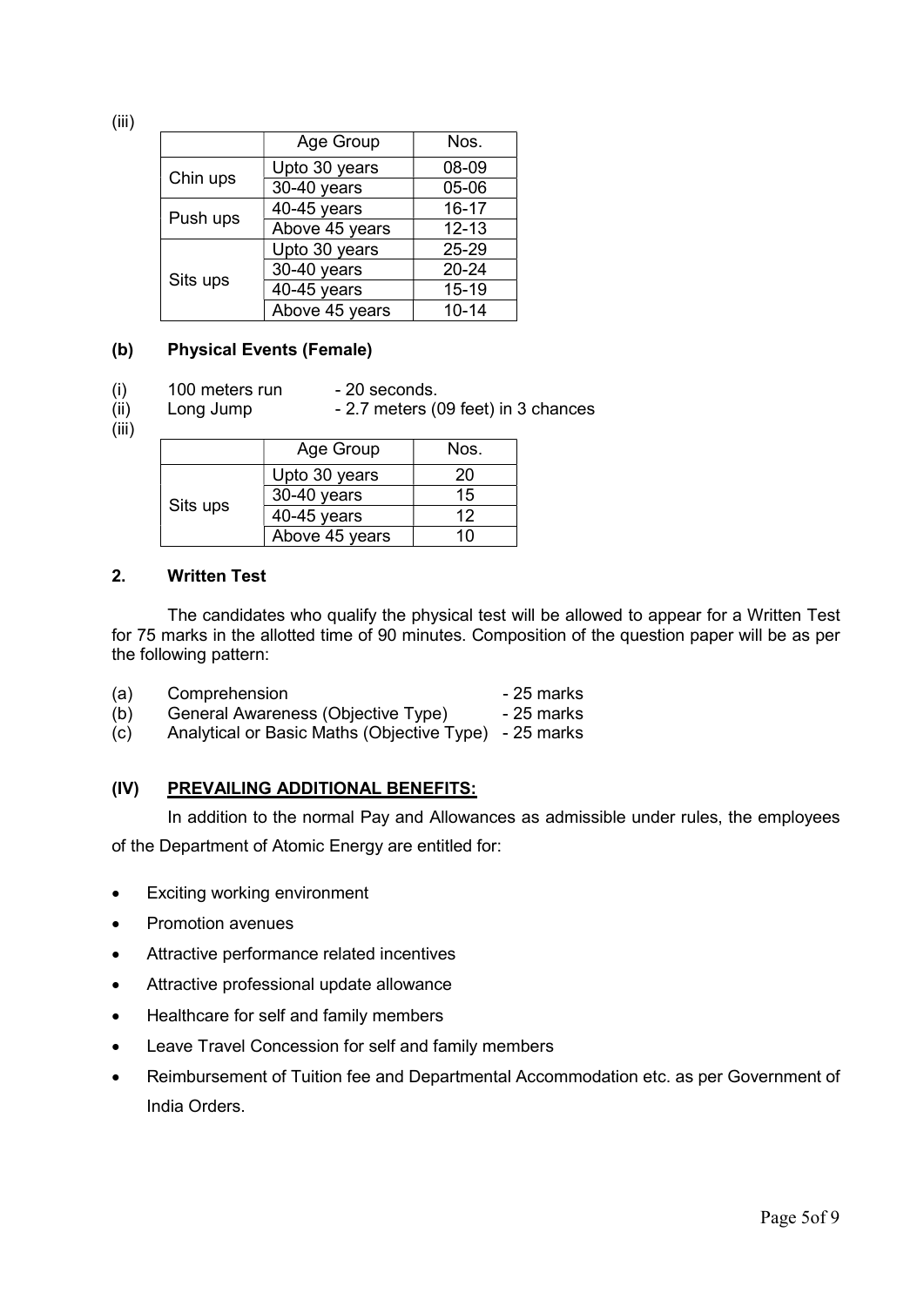(iii)

| | Age Group | Nos. |
|---|---|---|
| Chin ups | Upto 30 years | 08-09 |
| | 30-40 years | 05-06 |
| Push ups | 40-45 years | 16-17 |
| | Above 45 years | 12-13 |
| Sits ups | Upto 30 years | 25-29 |
| | 30-40 years | 20-24 |
| | 40-45 years | 15-19 |
| | Above 45 years | 10-14 |

### (b) Physical Events (Female)

(i) 100 meters run - 20 seconds.
(ii) Long Jump - 2.7 meters (09 feet) in 3 chances
(iii)

| | Age Group | Nos. |
|---|---|---|
| Sits ups | Upto 30 years | 20 |
| | 30-40 years | 15 |
| | 40-45 years | 12 |
| | Above 45 years | 10 |

### 2. Written Test

The candidates who qualify the physical test will be allowed to appear for a Written Test for 75 marks in the allotted time of 90 minutes. Composition of the question paper will be as per the following pattern:

(a) Comprehension - 25 marks
(b) General Awareness (Objective Type) - 25 marks
(c) Analytical or Basic Maths (Objective Type) - 25 marks

### (IV) PREVAILING ADDITIONAL BENEFITS:

In addition to the normal Pay and Allowances as admissible under rules, the employees of the Department of Atomic Energy are entitled for:

- Exciting working environment
- Promotion avenues
- Attractive performance related incentives
- Attractive professional update allowance
- Healthcare for self and family members
- Leave Travel Concession for self and family members
- Reimbursement of Tuition fee and Departmental Accommodation etc. as per Government of India Orders.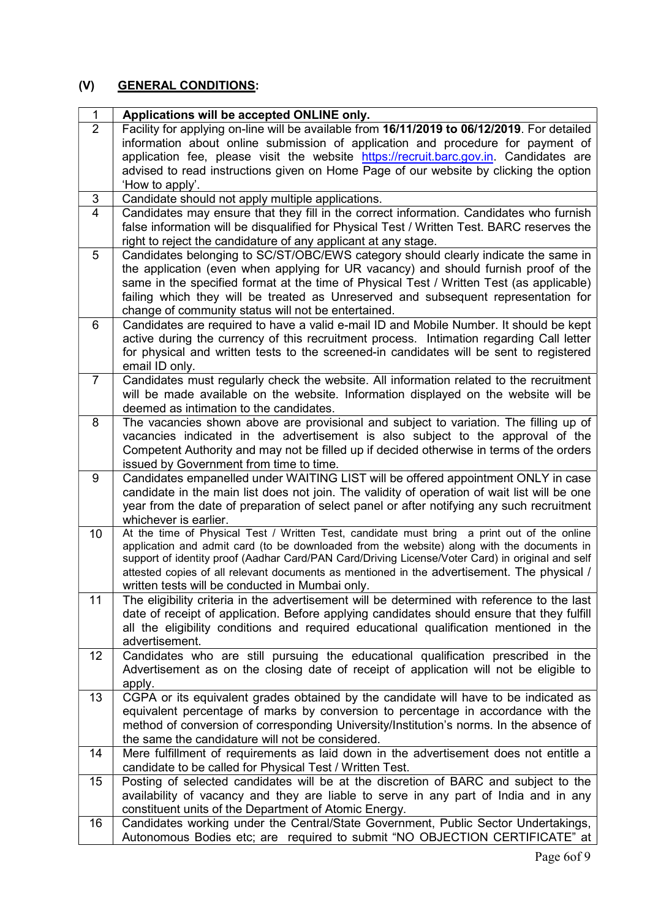## (V) GENERAL CONDITIONS:

| | |
|---|---|
| 1 | **Applications will be accepted ONLINE only.** |
| 2 | Facility for applying on-line will be available from **16/11/2019 to 06/12/2019**. For detailed information about online submission of application and procedure for payment of application fee, please visit the website https://recruit.barc.gov.in. Candidates are advised to read instructions given on Home Page of our website by clicking the option 'How to apply'. |
| 3 | Candidate should not apply multiple applications. |
| 4 | Candidates may ensure that they fill in the correct information. Candidates who furnish false information will be disqualified for Physical Test / Written Test. BARC reserves the right to reject the candidature of any applicant at any stage. |
| 5 | Candidates belonging to SC/ST/OBC/EWS category should clearly indicate the same in the application (even when applying for UR vacancy) and should furnish proof of the same in the specified format at the time of Physical Test / Written Test (as applicable) failing which they will be treated as Unreserved and subsequent representation for change of community status will not be entertained. |
| 6 | Candidates are required to have a valid e-mail ID and Mobile Number. It should be kept active during the currency of this recruitment process. Intimation regarding Call letter for physical and written tests to the screened-in candidates will be sent to registered email ID only. |
| 7 | Candidates must regularly check the website. All information related to the recruitment will be made available on the website. Information displayed on the website will be deemed as intimation to the candidates. |
| 8 | The vacancies shown above are provisional and subject to variation. The filling up of vacancies indicated in the advertisement is also subject to the approval of the Competent Authority and may not be filled up if decided otherwise in terms of the orders issued by Government from time to time. |
| 9 | Candidates empanelled under WAITING LIST will be offered appointment ONLY in case candidate in the main list does not join. The validity of operation of wait list will be one year from the date of preparation of select panel or after notifying any such recruitment whichever is earlier. |
| 10 | At the time of Physical Test / Written Test, candidate must bring a print out of the online application and admit card (to be downloaded from the website) along with the documents in support of identity proof (Aadhar Card/PAN Card/Driving License/Voter Card) in original and self attested copies of all relevant documents as mentioned in the advertisement. The physical / written tests will be conducted in Mumbai only. |
| 11 | The eligibility criteria in the advertisement will be determined with reference to the last date of receipt of application. Before applying candidates should ensure that they fulfill all the eligibility conditions and required educational qualification mentioned in the advertisement. |
| 12 | Candidates who are still pursuing the educational qualification prescribed in the Advertisement as on the closing date of receipt of application will not be eligible to apply. |
| 13 | CGPA or its equivalent grades obtained by the candidate will have to be indicated as equivalent percentage of marks by conversion to percentage in accordance with the method of conversion of corresponding University/Institution's norms. In the absence of the same the candidature will not be considered. |
| 14 | Mere fulfillment of requirements as laid down in the advertisement does not entitle a candidate to be called for Physical Test / Written Test. |
| 15 | Posting of selected candidates will be at the discretion of BARC and subject to the availability of vacancy and they are liable to serve in any part of India and in any constituent units of the Department of Atomic Energy. |
| 16 | Candidates working under the Central/State Government, Public Sector Undertakings, Autonomous Bodies etc; are required to submit "NO OBJECTION CERTIFICATE" at |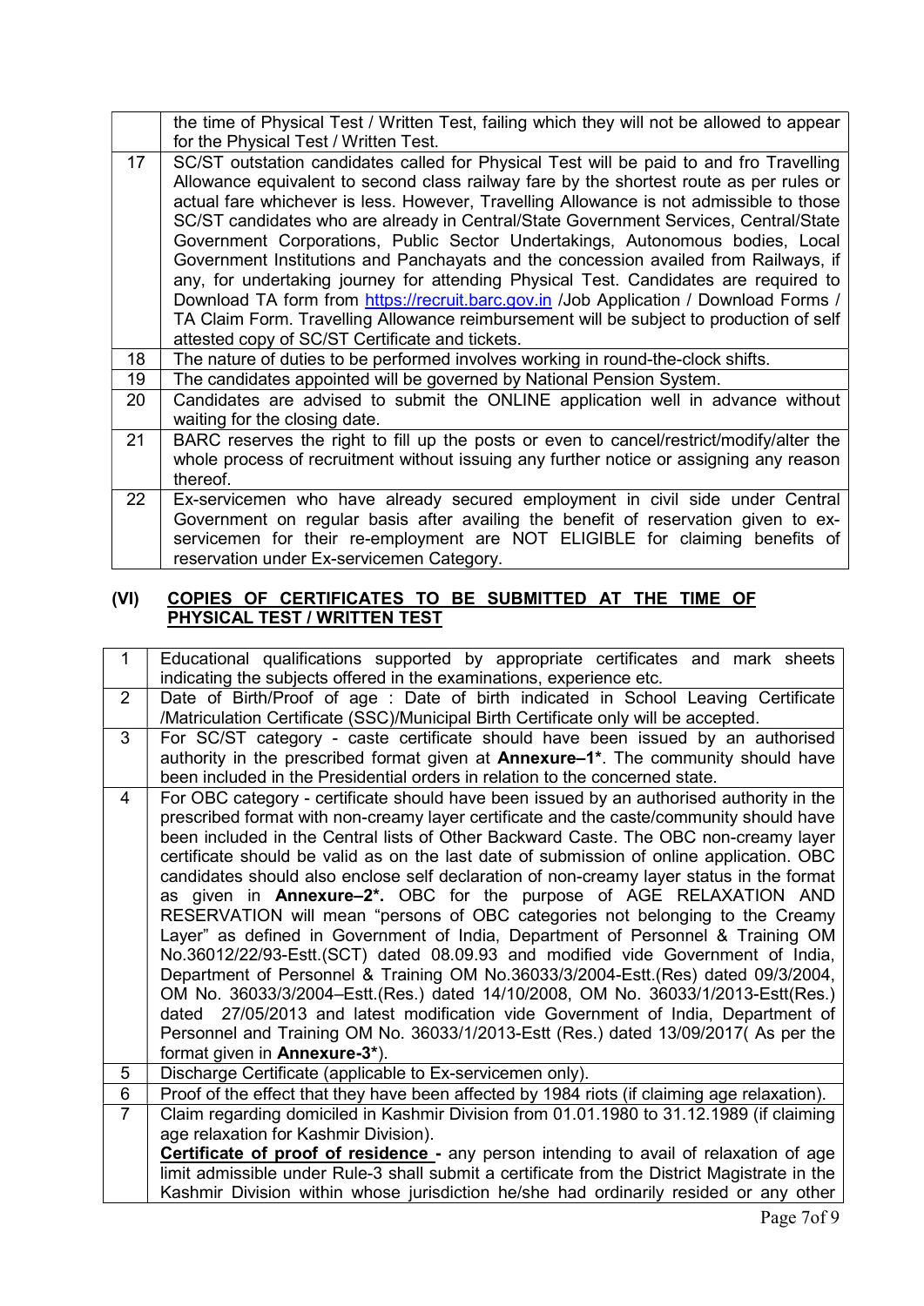|  |  |
|---|---|
|  | the time of Physical Test / Written Test, failing which they will not be allowed to appear for the Physical Test / Written Test. |
| 17 | SC/ST outstation candidates called for Physical Test will be paid to and fro Travelling Allowance equivalent to second class railway fare by the shortest route as per rules or actual fare whichever is less. However, Travelling Allowance is not admissible to those SC/ST candidates who are already in Central/State Government Services, Central/State Government Corporations, Public Sector Undertakings, Autonomous bodies, Local Government Institutions and Panchayats and the concession availed from Railways, if any, for undertaking journey for attending Physical Test. Candidates are required to Download TA form from https://recruit.barc.gov.in /Job Application / Download Forms / TA Claim Form. Travelling Allowance reimbursement will be subject to production of self attested copy of SC/ST Certificate and tickets. |
| 18 | The nature of duties to be performed involves working in round-the-clock shifts. |
| 19 | The candidates appointed will be governed by National Pension System. |
| 20 | Candidates are advised to submit the ONLINE application well in advance without waiting for the closing date. |
| 21 | BARC reserves the right to fill up the posts or even to cancel/restrict/modify/alter the whole process of recruitment without issuing any further notice or assigning any reason thereof. |
| 22 | Ex-servicemen who have already secured employment in civil side under Central Government on regular basis after availing the benefit of reservation given to ex-servicemen for their re-employment are NOT ELIGIBLE for claiming benefits of reservation under Ex-servicemen Category. |

## (VI) COPIES OF CERTIFICATES TO BE SUBMITTED AT THE TIME OF PHYSICAL TEST / WRITTEN TEST

|  |  |
|---|---|
| 1 | Educational qualifications supported by appropriate certificates and mark sheets indicating the subjects offered in the examinations, experience etc. |
| 2 | Date of Birth/Proof of age : Date of birth indicated in School Leaving Certificate /Matriculation Certificate (SSC)/Municipal Birth Certificate only will be accepted. |
| 3 | For SC/ST category - caste certificate should have been issued by an authorised authority in the prescribed format given at **Annexure–1***. The community should have been included in the Presidential orders in relation to the concerned state. |
| 4 | For OBC category - certificate should have been issued by an authorised authority in the prescribed format with non-creamy layer certificate and the caste/community should have been included in the Central lists of Other Backward Caste. The OBC non-creamy layer certificate should be valid as on the last date of submission of online application. OBC candidates should also enclose self declaration of non-creamy layer status in the format as given in **Annexure–2***. OBC for the purpose of AGE RELAXATION AND RESERVATION will mean "persons of OBC categories not belonging to the Creamy Layer" as defined in Government of India, Department of Personnel & Training OM No.36012/22/93-Estt.(SCT) dated 08.09.93 and modified vide Government of India, Department of Personnel & Training OM No.36033/3/2004-Estt.(Res) dated 09/3/2004, OM No. 36033/3/2004–Estt.(Res.) dated 14/10/2008, OM No. 36033/1/2013-Estt(Res.) dated 27/05/2013 and latest modification vide Government of India, Department of Personnel and Training OM No. 36033/1/2013-Estt (Res.) dated 13/09/2017( As per the format given in **Annexure-3***). |
| 5 | Discharge Certificate (applicable to Ex-servicemen only). |
| 6 | Proof of the effect that they have been affected by 1984 riots (if claiming age relaxation). |
| 7 | Claim regarding domiciled in Kashmir Division from 01.01.1980 to 31.12.1989 (if claiming age relaxation for Kashmir Division).<br>**Certificate of proof of residence -** any person intending to avail of relaxation of age limit admissible under Rule-3 shall submit a certificate from the District Magistrate in the Kashmir Division within whose jurisdiction he/she had ordinarily resided or any other |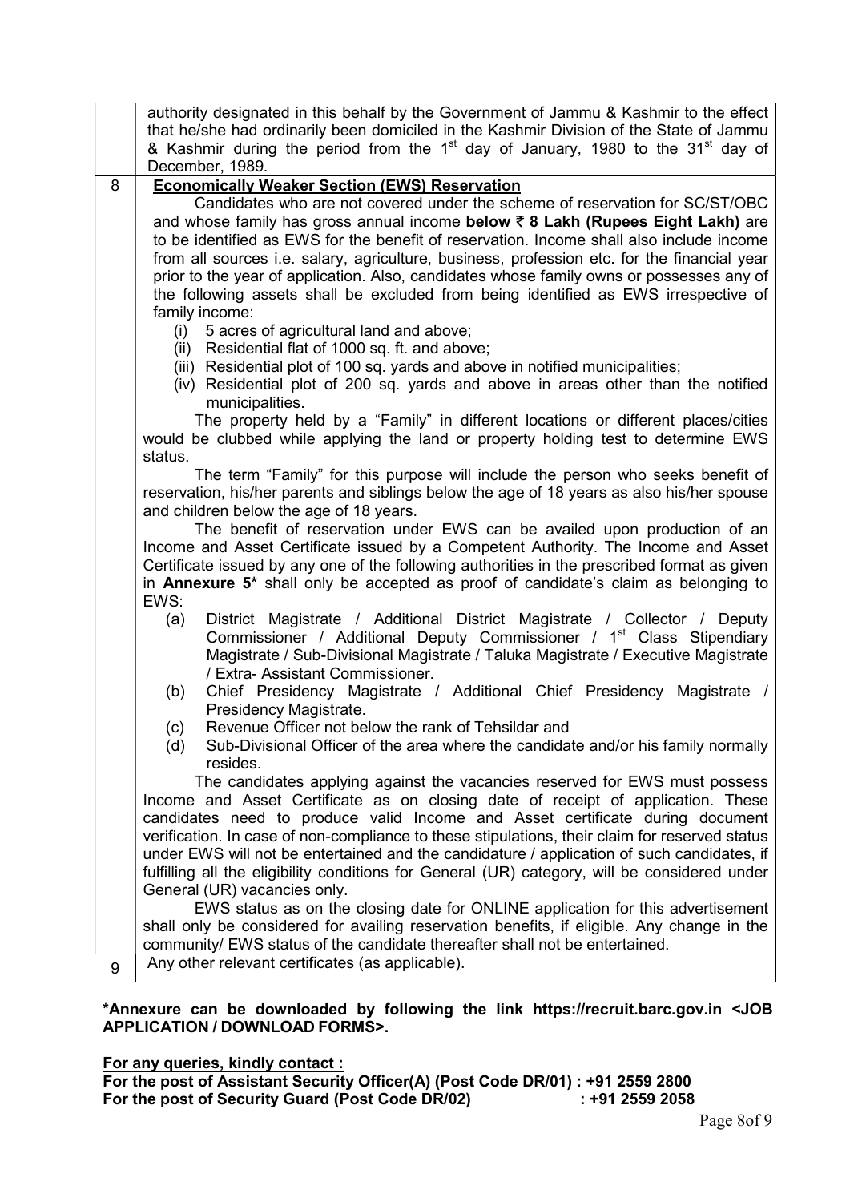| | |
|---|---|
| | authority designated in this behalf by the Government of Jammu & Kashmir to the effect that he/she had ordinarily been domiciled in the Kashmir Division of the State of Jammu & Kashmir during the period from the 1st day of January, 1980 to the 31st day of December, 1989. |
| 8 | **Economically Weaker Section (EWS) Reservation**<br>Candidates who are not covered under the scheme of reservation for SC/ST/OBC and whose family has gross annual income **below ₹ 8 Lakh (Rupees Eight Lakh)** are to be identified as EWS for the benefit of reservation. Income shall also include income from all sources i.e. salary, agriculture, business, profession etc. for the financial year prior to the year of application. Also, candidates whose family owns or possesses any of the following assets shall be excluded from being identified as EWS irrespective of family income:<br>(i) 5 acres of agricultural land and above;<br>(ii) Residential flat of 1000 sq. ft. and above;<br>(iii) Residential plot of 100 sq. yards and above in notified municipalities;<br>(iv) Residential plot of 200 sq. yards and above in areas other than the notified municipalities.<br>The property held by a "Family" in different locations or different places/cities would be clubbed while applying the land or property holding test to determine EWS status.<br>The term "Family" for this purpose will include the person who seeks benefit of reservation, his/her parents and siblings below the age of 18 years as also his/her spouse and children below the age of 18 years.<br>The benefit of reservation under EWS can be availed upon production of an Income and Asset Certificate issued by a Competent Authority. The Income and Asset Certificate issued by any one of the following authorities in the prescribed format as given in **Annexure 5*** shall only be accepted as proof of candidate's claim as belonging to EWS:<br>(a) District Magistrate / Additional District Magistrate / Collector / Deputy Commissioner / Additional Deputy Commissioner / 1st Class Stipendiary Magistrate / Sub-Divisional Magistrate / Taluka Magistrate / Executive Magistrate / Extra- Assistant Commissioner.<br>(b) Chief Presidency Magistrate / Additional Chief Presidency Magistrate / Presidency Magistrate.<br>(c) Revenue Officer not below the rank of Tehsildar and<br>(d) Sub-Divisional Officer of the area where the candidate and/or his family normally resides.<br>The candidates applying against the vacancies reserved for EWS must possess Income and Asset Certificate as on closing date of receipt of application. These candidates need to produce valid Income and Asset certificate during document verification. In case of non-compliance to these stipulations, their claim for reserved status under EWS will not be entertained and the candidature / application of such candidates, if fulfilling all the eligibility conditions for General (UR) category, will be considered under General (UR) vacancies only.<br>EWS status as on the closing date for ONLINE application for this advertisement shall only be considered for availing reservation benefits, if eligible. Any change in the community/ EWS status of the candidate thereafter shall not be entertained. |
| 9 | Any other relevant certificates (as applicable). |

**\*Annexure can be downloaded by following the link https://recruit.barc.gov.in <JOB APPLICATION / DOWNLOAD FORMS>.**

**For any queries, kindly contact :**

**For the post of Assistant Security Officer(A) (Post Code DR/01) : +91 2559 2800**
**For the post of Security Guard (Post Code DR/02) : +91 2559 2058**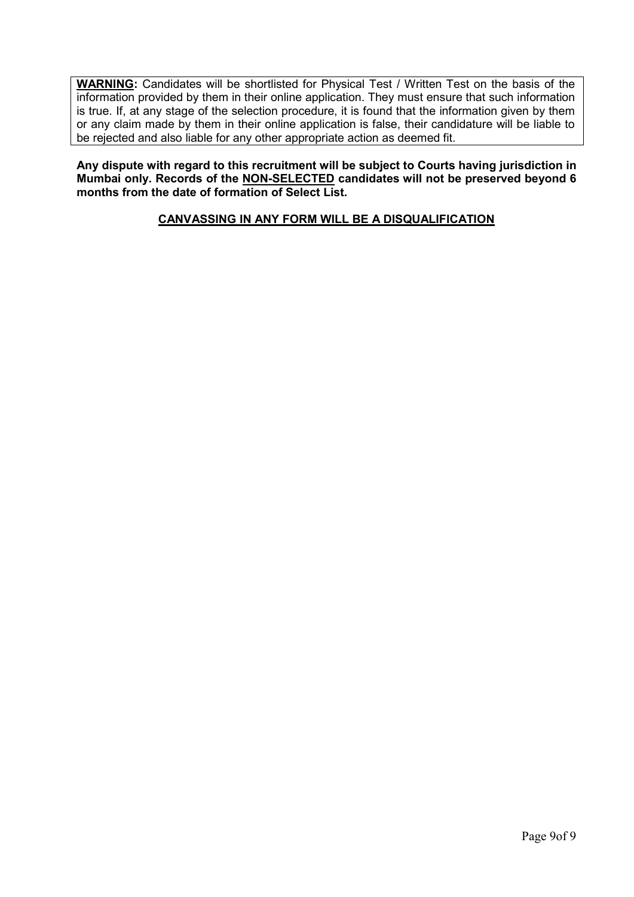**<u>WARNING</u>:** Candidates will be shortlisted for Physical Test / Written Test on the basis of the information provided by them in their online application. They must ensure that such information is true. If, at any stage of the selection procedure, it is found that the information given by them or any claim made by them in their online application is false, their candidature will be liable to be rejected and also liable for any other appropriate action as deemed fit.

**Any dispute with regard to this recruitment will be subject to Courts having jurisdiction in Mumbai only. Records of the <u>NON-SELECTED</u> candidates will not be preserved beyond 6 months from the date of formation of Select List.**

**<u>CANVASSING IN ANY FORM WILL BE A DISQUALIFICATION</u>**